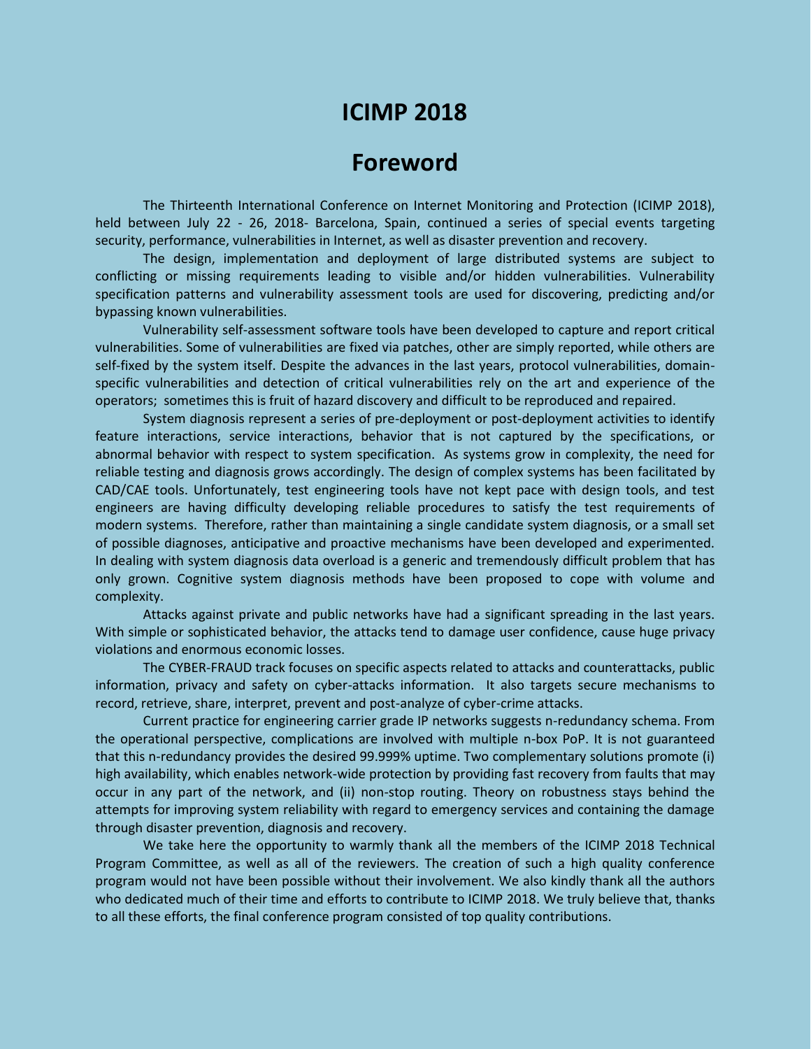# ICIMP 2018

## Foreword

The Thirteenth International Conference on Internet Monitoring and Protection (ICIMP 2018), held between July 22 - 26, 2018- Barcelona, Spain, continued a series of special events targeting security, performance, vulnerabilities in Internet, as well as disaster prevention and recovery.

The design, implementation and deployment of large distributed systems are subject to conflicting or missing requirements leading to visible and/or hidden vulnerabilities. Vulnerability specification patterns and vulnerability assessment tools are used for discovering, predicting and/or bypassing known vulnerabilities.

Vulnerability self-assessment software tools have been developed to capture and report critical vulnerabilities. Some of vulnerabilities are fixed via patches, other are simply reported, while others are self-fixed by the system itself. Despite the advances in the last years, protocol vulnerabilities, domain-specific vulnerabilities and detection of critical vulnerabilities rely on the art and experience of the operators; sometimes this is fruit of hazard discovery and difficult to be reproduced and repaired.

System diagnosis represent a series of pre-deployment or post-deployment activities to identify feature interactions, service interactions, behavior that is not captured by the specifications, or abnormal behavior with respect to system specification. As systems grow in complexity, the need for reliable testing and diagnosis grows accordingly. The design of complex systems has been facilitated by CAD/CAE tools. Unfortunately, test engineering tools have not kept pace with design tools, and test engineers are having difficulty developing reliable procedures to satisfy the test requirements of modern systems. Therefore, rather than maintaining a single candidate system diagnosis, or a small set of possible diagnoses, anticipative and proactive mechanisms have been developed and experimented. In dealing with system diagnosis data overload is a generic and tremendously difficult problem that has only grown. Cognitive system diagnosis methods have been proposed to cope with volume and complexity.

Attacks against private and public networks have had a significant spreading in the last years. With simple or sophisticated behavior, the attacks tend to damage user confidence, cause huge privacy violations and enormous economic losses.

The CYBER-FRAUD track focuses on specific aspects related to attacks and counterattacks, public information, privacy and safety on cyber-attacks information. It also targets secure mechanisms to record, retrieve, share, interpret, prevent and post-analyze of cyber-crime attacks.

Current practice for engineering carrier grade IP networks suggests n-redundancy schema. From the operational perspective, complications are involved with multiple n-box PoP. It is not guaranteed that this n-redundancy provides the desired 99.999% uptime. Two complementary solutions promote (i) high availability, which enables network-wide protection by providing fast recovery from faults that may occur in any part of the network, and (ii) non-stop routing. Theory on robustness stays behind the attempts for improving system reliability with regard to emergency services and containing the damage through disaster prevention, diagnosis and recovery.

We take here the opportunity to warmly thank all the members of the ICIMP 2018 Technical Program Committee, as well as all of the reviewers. The creation of such a high quality conference program would not have been possible without their involvement. We also kindly thank all the authors who dedicated much of their time and efforts to contribute to ICIMP 2018. We truly believe that, thanks to all these efforts, the final conference program consisted of top quality contributions.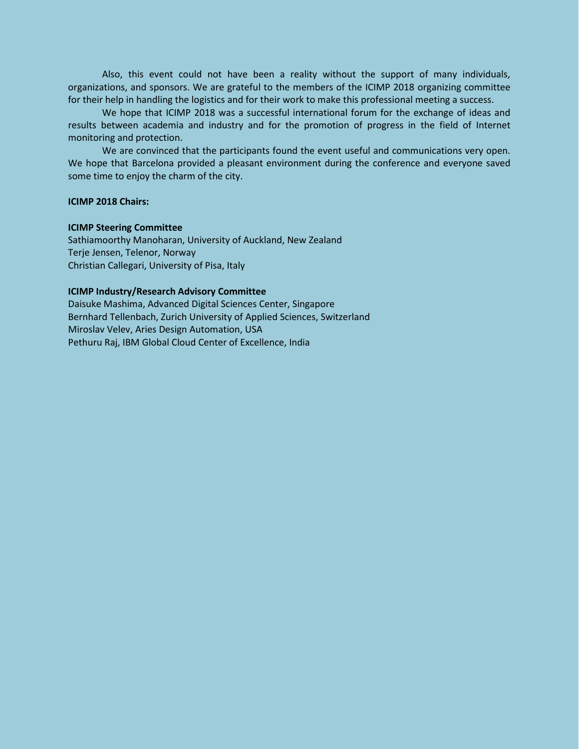Also, this event could not have been a reality without the support of many individuals, organizations, and sponsors. We are grateful to the members of the ICIMP 2018 organizing committee for their help in handling the logistics and for their work to make this professional meeting a success.

We hope that ICIMP 2018 was a successful international forum for the exchange of ideas and results between academia and industry and for the promotion of progress in the field of Internet monitoring and protection.

We are convinced that the participants found the event useful and communications very open. We hope that Barcelona provided a pleasant environment during the conference and everyone saved some time to enjoy the charm of the city.

**ICIMP 2018 Chairs:**

**ICIMP Steering Committee**
Sathiamoorthy Manoharan, University of Auckland, New Zealand
Terje Jensen, Telenor, Norway
Christian Callegari, University of Pisa, Italy

**ICIMP Industry/Research Advisory Committee**
Daisuke Mashima, Advanced Digital Sciences Center, Singapore
Bernhard Tellenbach, Zurich University of Applied Sciences, Switzerland
Miroslav Velev, Aries Design Automation, USA
Pethuru Raj, IBM Global Cloud Center of Excellence, India